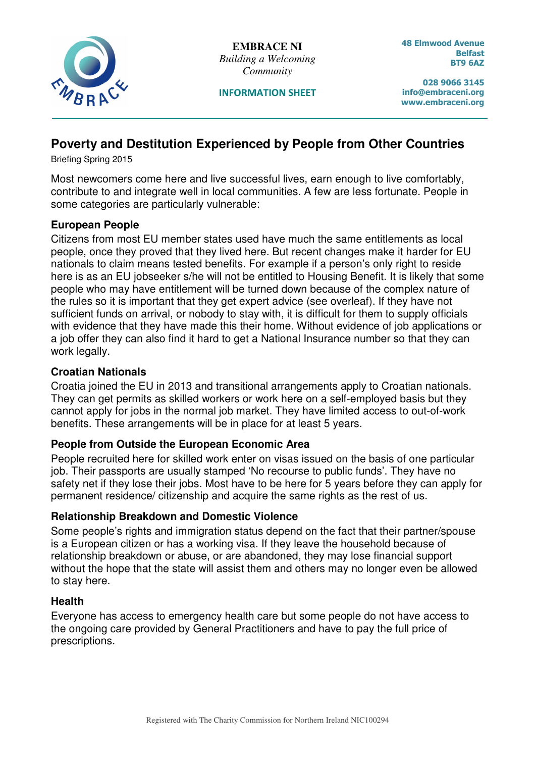**EMBRACE NI**
*Building a Welcoming Community*

**INFORMATION SHEET**

**48 Elmwood Avenue**
**Belfast**
**BT9 6AZ**

**028 9066 3145**
**info@embraceni.org**
**www.embraceni.org**

# Poverty and Destitution Experienced by People from Other Countries

Briefing Spring 2015

Most newcomers come here and live successful lives, earn enough to live comfortably, contribute to and integrate well in local communities. A few are less fortunate. People in some categories are particularly vulnerable:

### European People

Citizens from most EU member states used have much the same entitlements as local people, once they proved that they lived here. But recent changes make it harder for EU nationals to claim means tested benefits. For example if a person's only right to reside here is as an EU jobseeker s/he will not be entitled to Housing Benefit. It is likely that some people who may have entitlement will be turned down because of the complex nature of the rules so it is important that they get expert advice (see overleaf). If they have not sufficient funds on arrival, or nobody to stay with, it is difficult for them to supply officials with evidence that they have made this their home. Without evidence of job applications or a job offer they can also find it hard to get a National Insurance number so that they can work legally.

### Croatian Nationals

Croatia joined the EU in 2013 and transitional arrangements apply to Croatian nationals. They can get permits as skilled workers or work here on a self-employed basis but they cannot apply for jobs in the normal job market. They have limited access to out-of-work benefits. These arrangements will be in place for at least 5 years.

### People from Outside the European Economic Area

People recruited here for skilled work enter on visas issued on the basis of one particular job. Their passports are usually stamped 'No recourse to public funds'. They have no safety net if they lose their jobs. Most have to be here for 5 years before they can apply for permanent residence/ citizenship and acquire the same rights as the rest of us.

### Relationship Breakdown and Domestic Violence

Some people's rights and immigration status depend on the fact that their partner/spouse is a European citizen or has a working visa. If they leave the household because of relationship breakdown or abuse, or are abandoned, they may lose financial support without the hope that the state will assist them and others may no longer even be allowed to stay here.

### Health

Everyone has access to emergency health care but some people do not have access to the ongoing care provided by General Practitioners and have to pay the full price of prescriptions.

Registered with The Charity Commission for Northern Ireland NIC100294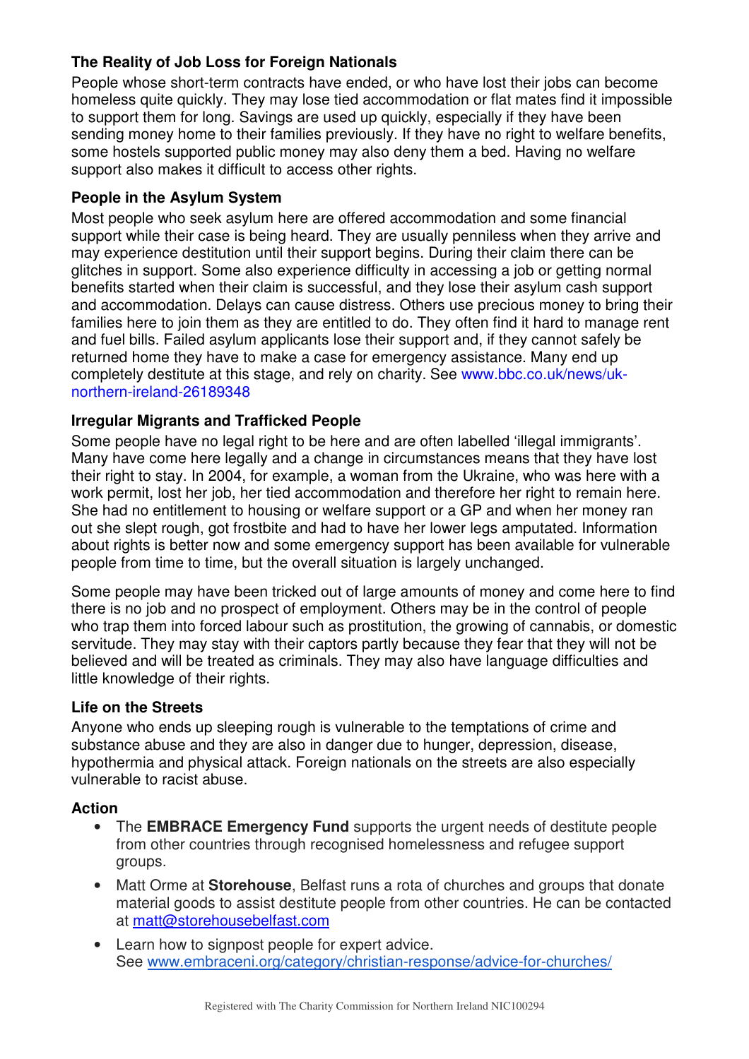### The Reality of Job Loss for Foreign Nationals

People whose short-term contracts have ended, or who have lost their jobs can become homeless quite quickly. They may lose tied accommodation or flat mates find it impossible to support them for long. Savings are used up quickly, especially if they have been sending money home to their families previously. If they have no right to welfare benefits, some hostels supported public money may also deny them a bed. Having no welfare support also makes it difficult to access other rights.

### People in the Asylum System

Most people who seek asylum here are offered accommodation and some financial support while their case is being heard. They are usually penniless when they arrive and may experience destitution until their support begins. During their claim there can be glitches in support. Some also experience difficulty in accessing a job or getting normal benefits started when their claim is successful, and they lose their asylum cash support and accommodation. Delays can cause distress. Others use precious money to bring their families here to join them as they are entitled to do. They often find it hard to manage rent and fuel bills. Failed asylum applicants lose their support and, if they cannot safely be returned home they have to make a case for emergency assistance. Many end up completely destitute at this stage, and rely on charity. See www.bbc.co.uk/news/uk-northern-ireland-26189348

### Irregular Migrants and Trafficked People

Some people have no legal right to be here and are often labelled 'illegal immigrants'. Many have come here legally and a change in circumstances means that they have lost their right to stay. In 2004, for example, a woman from the Ukraine, who was here with a work permit, lost her job, her tied accommodation and therefore her right to remain here. She had no entitlement to housing or welfare support or a GP and when her money ran out she slept rough, got frostbite and had to have her lower legs amputated. Information about rights is better now and some emergency support has been available for vulnerable people from time to time, but the overall situation is largely unchanged.

Some people may have been tricked out of large amounts of money and come here to find there is no job and no prospect of employment. Others may be in the control of people who trap them into forced labour such as prostitution, the growing of cannabis, or domestic servitude. They may stay with their captors partly because they fear that they will not be believed and will be treated as criminals. They may also have language difficulties and little knowledge of their rights.

### Life on the Streets

Anyone who ends up sleeping rough is vulnerable to the temptations of crime and substance abuse and they are also in danger due to hunger, depression, disease, hypothermia and physical attack. Foreign nationals on the streets are also especially vulnerable to racist abuse.

### Action

- The **EMBRACE Emergency Fund** supports the urgent needs of destitute people from other countries through recognised homelessness and refugee support groups.
- Matt Orme at **Storehouse**, Belfast runs a rota of churches and groups that donate material goods to assist destitute people from other countries. He can be contacted at matt@storehousebelfast.com
- Learn how to signpost people for expert advice. See www.embraceni.org/category/christian-response/advice-for-churches/

Registered with The Charity Commission for Northern Ireland NIC100294